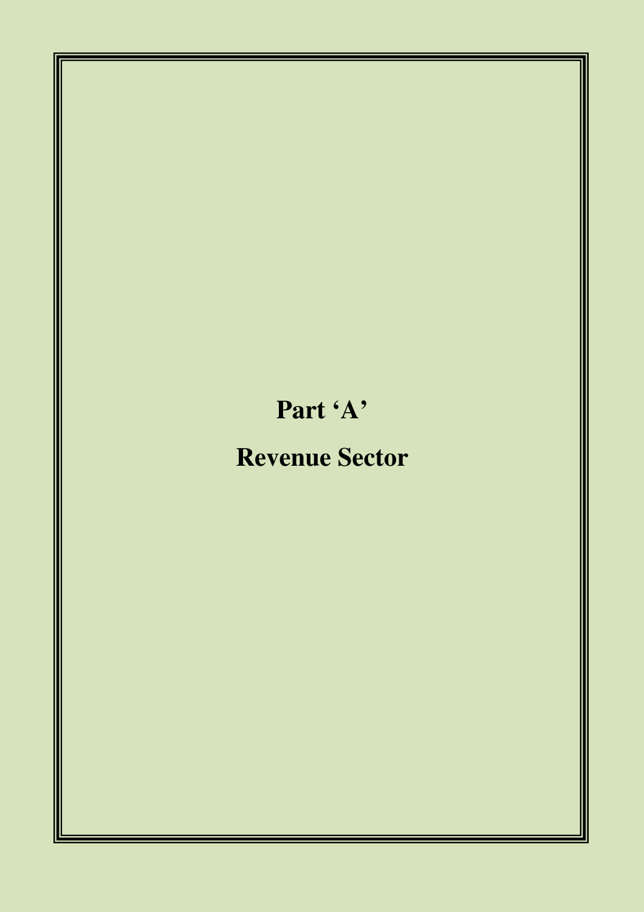# Part 'A'

# Revenue Sector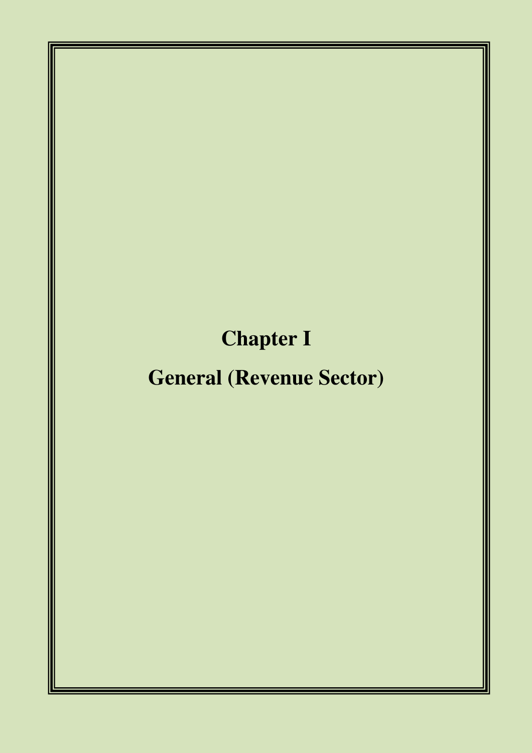# Chapter I

# General (Revenue Sector)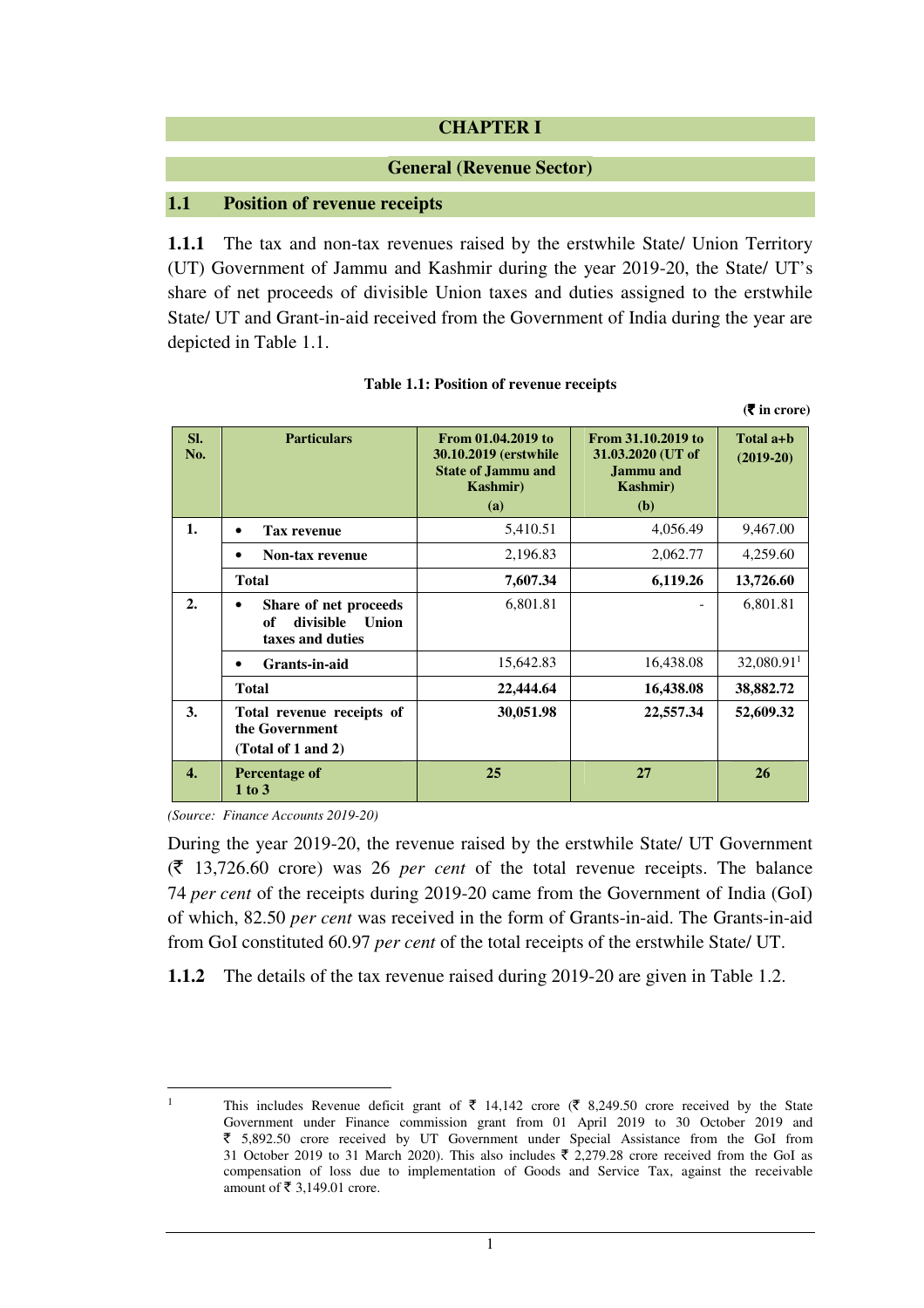# CHAPTER I

## General (Revenue Sector)

### 1.1 Position of revenue receipts

**1.1.1** The tax and non-tax revenues raised by the erstwhile State/ Union Territory (UT) Government of Jammu and Kashmir during the year 2019-20, the State/ UT's share of net proceeds of divisible Union taxes and duties assigned to the erstwhile State/ UT and Grant-in-aid received from the Government of India during the year are depicted in Table 1.1.

**Table 1.1: Position of revenue receipts**

**(₹ in crore)**

| Sl. No. | Particulars | From 01.04.2019 to 30.10.2019 (erstwhile State of Jammu and Kashmir) (a) | From 31.10.2019 to 31.03.2020 (UT of Jammu and Kashmir) (b) | Total a+b (2019-20) |
|---|---|---|---|---|
| 1. | • **Tax revenue** | 5,410.51 | 4,056.49 | 9,467.00 |
| | • **Non-tax revenue** | 2,196.83 | 2,062.77 | 4,259.60 |
| | **Total** | **7,607.34** | **6,119.26** | **13,726.60** |
| 2. | • **Share of net proceeds of divisible Union taxes and duties** | 6,801.81 | - | 6,801.81 |
| | • **Grants-in-aid** | 15,642.83 | 16,438.08 | 32,080.91[1] |
| | **Total** | **22,444.64** | **16,438.08** | **38,882.72** |
| 3. | **Total revenue receipts of the Government (Total of 1 and 2)** | **30,051.98** | **22,557.34** | **52,609.32** |
| 4. | **Percentage of 1 to 3** | **25** | **27** | **26** |

*(Source: Finance Accounts 2019-20)*

During the year 2019-20, the revenue raised by the erstwhile State/ UT Government (₹ 13,726.60 crore) was 26 *per cent* of the total revenue receipts. The balance 74 *per cent* of the receipts during 2019-20 came from the Government of India (GoI) of which, 82.50 *per cent* was received in the form of Grants-in-aid. The Grants-in-aid from GoI constituted 60.97 *per cent* of the total receipts of the erstwhile State/ UT.

**1.1.2** The details of the tax revenue raised during 2019-20 are given in Table 1.2.

---

[1] This includes Revenue deficit grant of ₹ 14,142 crore (₹ 8,249.50 crore received by the State Government under Finance commission grant from 01 April 2019 to 30 October 2019 and ₹ 5,892.50 crore received by UT Government under Special Assistance from the GoI from 31 October 2019 to 31 March 2020). This also includes ₹ 2,279.28 crore received from the GoI as compensation of loss due to implementation of Goods and Service Tax, against the receivable amount of ₹ 3,149.01 crore.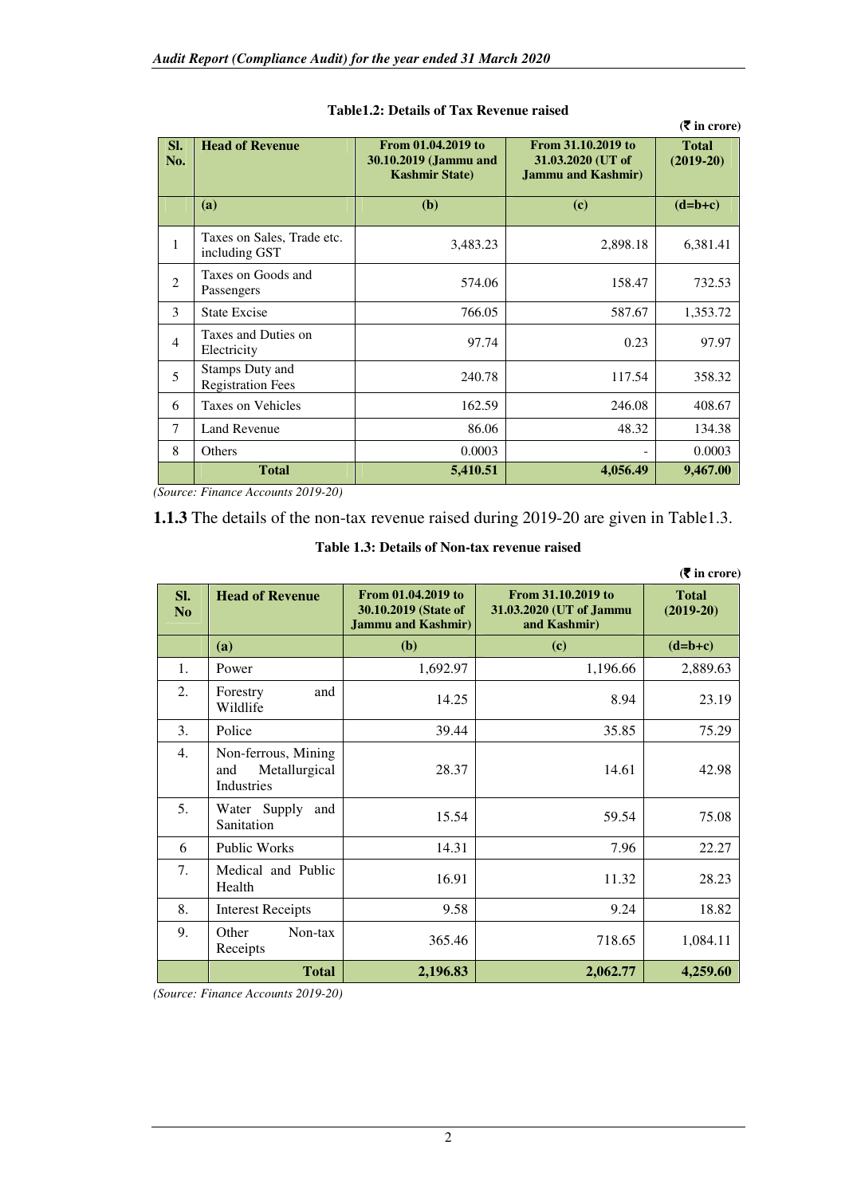**Table1.2: Details of Tax Revenue raised**

(₹ in crore)

| Sl. No. | Head of Revenue | From 01.04.2019 to 30.10.2019 (Jammu and Kashmir State) | From 31.10.2019 to 31.03.2020 (UT of Jammu and Kashmir) | Total (2019-20) |
|---|---|---|---|---|
| | (a) | (b) | (c) | (d=b+c) |
| 1 | Taxes on Sales, Trade etc. including GST | 3,483.23 | 2,898.18 | 6,381.41 |
| 2 | Taxes on Goods and Passengers | 574.06 | 158.47 | 732.53 |
| 3 | State Excise | 766.05 | 587.67 | 1,353.72 |
| 4 | Taxes and Duties on Electricity | 97.74 | 0.23 | 97.97 |
| 5 | Stamps Duty and Registration Fees | 240.78 | 117.54 | 358.32 |
| 6 | Taxes on Vehicles | 162.59 | 246.08 | 408.67 |
| 7 | Land Revenue | 86.06 | 48.32 | 134.38 |
| 8 | Others | 0.0003 | - | 0.0003 |
| | **Total** | **5,410.51** | **4,056.49** | **9,467.00** |

*(Source: Finance Accounts 2019-20)*

**1.1.3** The details of the non-tax revenue raised during 2019-20 are given in Table1.3.

**Table 1.3: Details of Non-tax revenue raised**

(₹ in crore)

| Sl. No | Head of Revenue | From 01.04.2019 to 30.10.2019 (State of Jammu and Kashmir) | From 31.10.2019 to 31.03.2020 (UT of Jammu and Kashmir) | Total (2019-20) |
|---|---|---|---|---|
| | (a) | (b) | (c) | (d=b+c) |
| 1. | Power | 1,692.97 | 1,196.66 | 2,889.63 |
| 2. | Forestry and Wildlife | 14.25 | 8.94 | 23.19 |
| 3. | Police | 39.44 | 35.85 | 75.29 |
| 4. | Non-ferrous, Mining and Metallurgical Industries | 28.37 | 14.61 | 42.98 |
| 5. | Water Supply and Sanitation | 15.54 | 59.54 | 75.08 |
| 6 | Public Works | 14.31 | 7.96 | 22.27 |
| 7. | Medical and Public Health | 16.91 | 11.32 | 28.23 |
| 8. | Interest Receipts | 9.58 | 9.24 | 18.82 |
| 9. | Other Non-tax Receipts | 365.46 | 718.65 | 1,084.11 |
| | **Total** | **2,196.83** | **2,062.77** | **4,259.60** |

*(Source: Finance Accounts 2019-20)*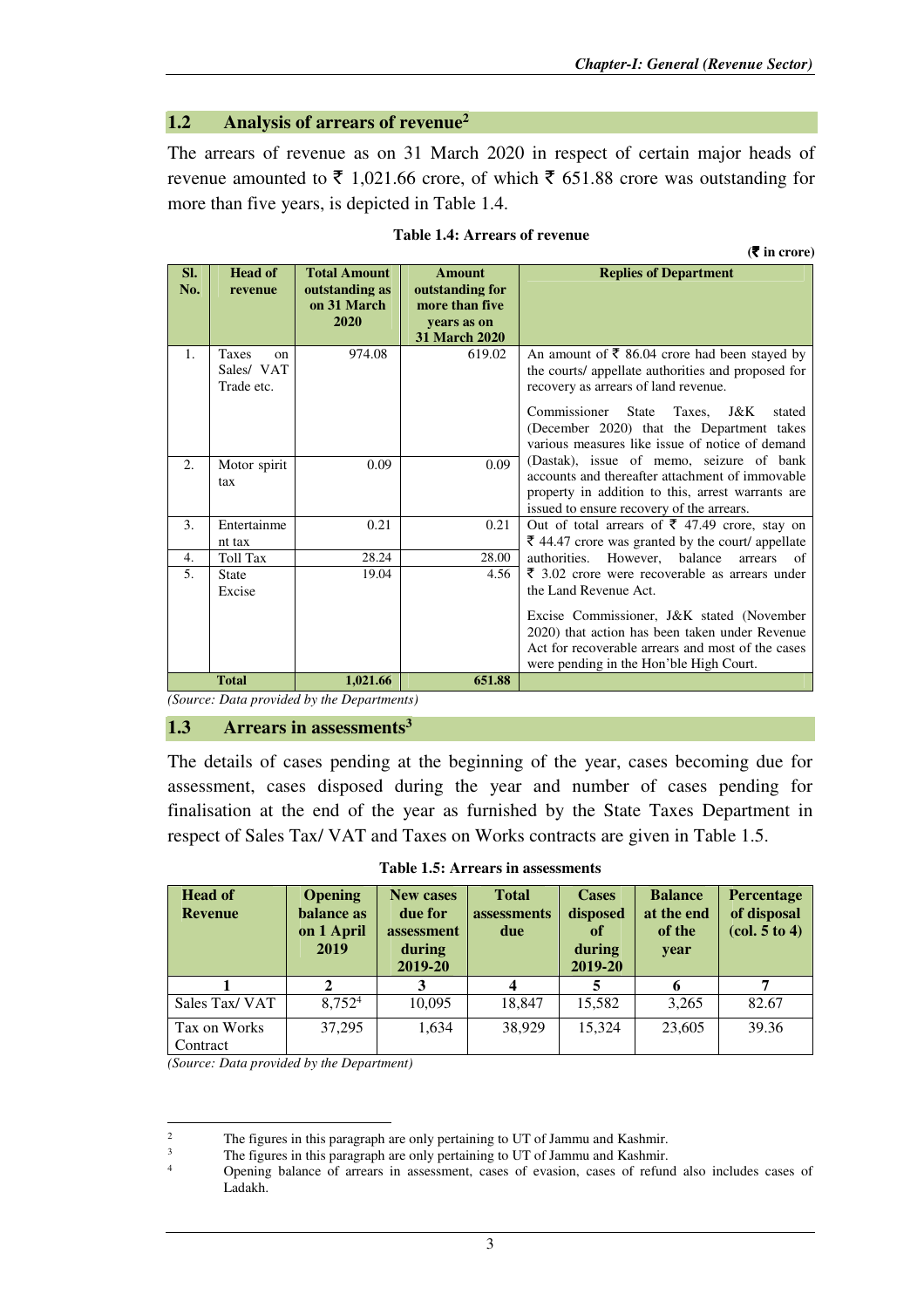## 1.2 Analysis of arrears of revenue[2]

The arrears of revenue as on 31 March 2020 in respect of certain major heads of revenue amounted to ₹ 1,021.66 crore, of which ₹ 651.88 crore was outstanding for more than five years, is depicted in Table 1.4.

**Table 1.4: Arrears of revenue**

(₹ in crore)

| Sl. No. | Head of revenue | Total Amount outstanding as on 31 March 2020 | Amount outstanding for more than five years as on 31 March 2020 | Replies of Department |
|---|---|---|---|---|
| 1. | Taxes on Sales/ VAT Trade etc. | 974.08 | 619.02 | An amount of ₹ 86.04 crore had been stayed by the courts/ appellate authorities and proposed for recovery as arrears of land revenue. Commissioner State Taxes, J&K stated (December 2020) that the Department takes various measures like issue of notice of demand (Dastak), issue of memo, seizure of bank accounts and thereafter attachment of immovable property in addition to this, arrest warrants are issued to ensure recovery of the arrears. |
| 2. | Motor spirit tax | 0.09 | 0.09 | |
| 3. | Entertainment tax | 0.21 | 0.21 | Out of total arrears of ₹ 47.49 crore, stay on ₹ 44.47 crore was granted by the court/ appellate authorities. However, balance arrears of ₹ 3.02 crore were recoverable as arrears under the Land Revenue Act. Excise Commissioner, J&K stated (November 2020) that action has been taken under Revenue Act for recoverable arrears and most of the cases were pending in the Hon'ble High Court. |
| 4. | Toll Tax | 28.24 | 28.00 | |
| 5. | State Excise | 19.04 | 4.56 | |
| | **Total** | **1,021.66** | **651.88** | |

*(Source: Data provided by the Departments)*

## 1.3 Arrears in assessments[3]

The details of cases pending at the beginning of the year, cases becoming due for assessment, cases disposed during the year and number of cases pending for finalisation at the end of the year as furnished by the State Taxes Department in respect of Sales Tax/ VAT and Taxes on Works contracts are given in Table 1.5.

**Table 1.5: Arrears in assessments**

| Head of Revenue | Opening balance as on 1 April 2019 | New cases due for assessment during 2019-20 | Total assessments due | Cases disposed of during 2019-20 | Balance at the end of the year | Percentage of disposal (col. 5 to 4) |
|---|---|---|---|---|---|---|
| 1 | 2 | 3 | 4 | 5 | 6 | 7 |
| Sales Tax/ VAT | 8,752[4] | 10,095 | 18,847 | 15,582 | 3,265 | 82.67 |
| Tax on Works Contract | 37,295 | 1,634 | 38,929 | 15,324 | 23,605 | 39.36 |

*(Source: Data provided by the Department)*

---

[2] The figures in this paragraph are only pertaining to UT of Jammu and Kashmir.

[3] The figures in this paragraph are only pertaining to UT of Jammu and Kashmir.

[4] Opening balance of arrears in assessment, cases of evasion, cases of refund also includes cases of Ladakh.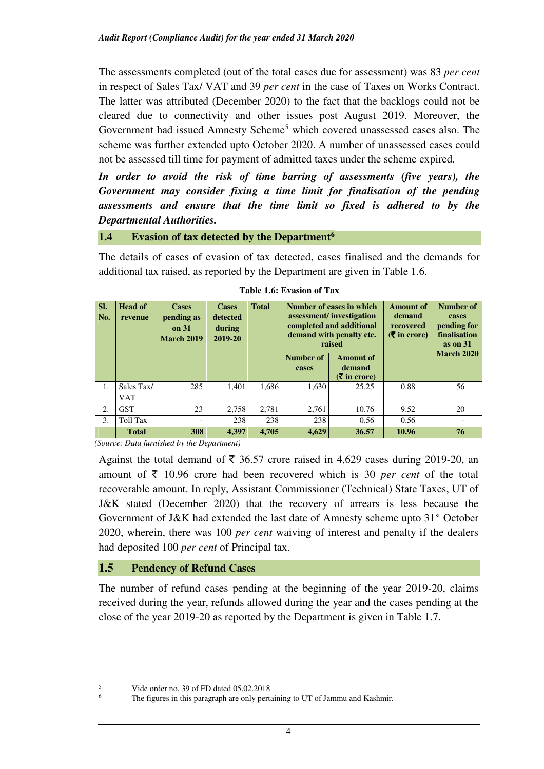The assessments completed (out of the total cases due for assessment) was 83 *per cent* in respect of Sales Tax/ VAT and 39 *per cent* in the case of Taxes on Works Contract. The latter was attributed (December 2020) to the fact that the backlogs could not be cleared due to connectivity and other issues post August 2019. Moreover, the Government had issued Amnesty Scheme[5] which covered unassessed cases also. The scheme was further extended upto October 2020. A number of unassessed cases could not be assessed till time for payment of admitted taxes under the scheme expired.

***In order to avoid the risk of time barring of assessments (five years), the Government may consider fixing a time limit for finalisation of the pending assessments and ensure that the time limit so fixed is adhered to by the Departmental Authorities.***

## 1.4 Evasion of tax detected by the Department[6]

The details of cases of evasion of tax detected, cases finalised and the demands for additional tax raised, as reported by the Department are given in Table 1.6.

**Table 1.6: Evasion of Tax**

| Sl. No. | Head of revenue | Cases pending as on 31 March 2019 | Cases detected during 2019-20 | Total | Number of cases in which assessment/ investigation completed and additional demand with penalty etc. raised | | Amount of demand recovered (₹ in crore) | Number of cases pending for finalisation as on 31 March 2020 |
|---|---|---|---|---|---|---|---|---|
| | | | | | Number of cases | Amount of demand (₹ in crore) | | |
| 1. | Sales Tax/ VAT | 285 | 1,401 | 1,686 | 1,630 | 25.25 | 0.88 | 56 |
| 2. | GST | 23 | 2,758 | 2,781 | 2,761 | 10.76 | 9.52 | 20 |
| 3. | Toll Tax | - | 238 | 238 | 238 | 0.56 | 0.56 | - |
| | **Total** | **308** | **4,397** | **4,705** | **4,629** | **36.57** | **10.96** | **76** |

*(Source: Data furnished by the Department)*

Against the total demand of ₹ 36.57 crore raised in 4,629 cases during 2019-20, an amount of ₹ 10.96 crore had been recovered which is 30 *per cent* of the total recoverable amount. In reply, Assistant Commissioner (Technical) State Taxes, UT of J&K stated (December 2020) that the recovery of arrears is less because the Government of J&K had extended the last date of Amnesty scheme upto 31st October 2020, wherein, there was 100 *per cent* waiving of interest and penalty if the dealers had deposited 100 *per cent* of Principal tax.

## 1.5 Pendency of Refund Cases

The number of refund cases pending at the beginning of the year 2019-20, claims received during the year, refunds allowed during the year and the cases pending at the close of the year 2019-20 as reported by the Department is given in Table 1.7.

---

[5] Vide order no. 39 of FD dated 05.02.2018

[6] The figures in this paragraph are only pertaining to UT of Jammu and Kashmir.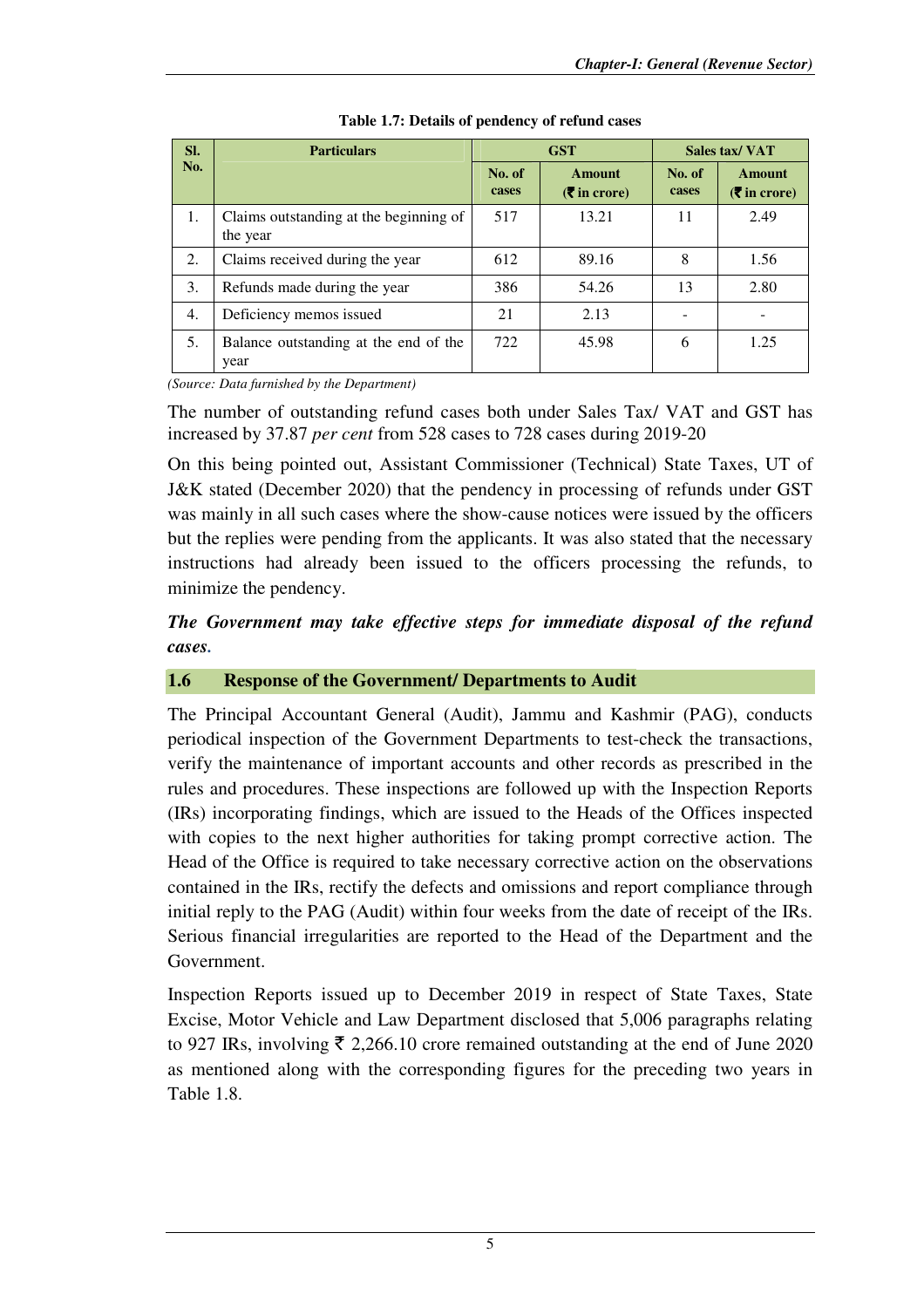**Table 1.7: Details of pendency of refund cases**

| Sl. No. | Particulars | GST | | Sales tax/ VAT | |
|---|---|---|---|---|---|
| | | No. of cases | Amount (₹ in crore) | No. of cases | Amount (₹ in crore) |
| 1. | Claims outstanding at the beginning of the year | 517 | 13.21 | 11 | 2.49 |
| 2. | Claims received during the year | 612 | 89.16 | 8 | 1.56 |
| 3. | Refunds made during the year | 386 | 54.26 | 13 | 2.80 |
| 4. | Deficiency memos issued | 21 | 2.13 | - | - |
| 5. | Balance outstanding at the end of the year | 722 | 45.98 | 6 | 1.25 |

*(Source: Data furnished by the Department)*

The number of outstanding refund cases both under Sales Tax/ VAT and GST has increased by 37.87 *per cent* from 528 cases to 728 cases during 2019-20

On this being pointed out, Assistant Commissioner (Technical) State Taxes, UT of J&K stated (December 2020) that the pendency in processing of refunds under GST was mainly in all such cases where the show-cause notices were issued by the officers but the replies were pending from the applicants. It was also stated that the necessary instructions had already been issued to the officers processing the refunds, to minimize the pendency.

***The Government may take effective steps for immediate disposal of the refund cases.***

## 1.6 Response of the Government/ Departments to Audit

The Principal Accountant General (Audit), Jammu and Kashmir (PAG), conducts periodical inspection of the Government Departments to test-check the transactions, verify the maintenance of important accounts and other records as prescribed in the rules and procedures. These inspections are followed up with the Inspection Reports (IRs) incorporating findings, which are issued to the Heads of the Offices inspected with copies to the next higher authorities for taking prompt corrective action. The Head of the Office is required to take necessary corrective action on the observations contained in the IRs, rectify the defects and omissions and report compliance through initial reply to the PAG (Audit) within four weeks from the date of receipt of the IRs. Serious financial irregularities are reported to the Head of the Department and the Government.

Inspection Reports issued up to December 2019 in respect of State Taxes, State Excise, Motor Vehicle and Law Department disclosed that 5,006 paragraphs relating to 927 IRs, involving ₹ 2,266.10 crore remained outstanding at the end of June 2020 as mentioned along with the corresponding figures for the preceding two years in Table 1.8.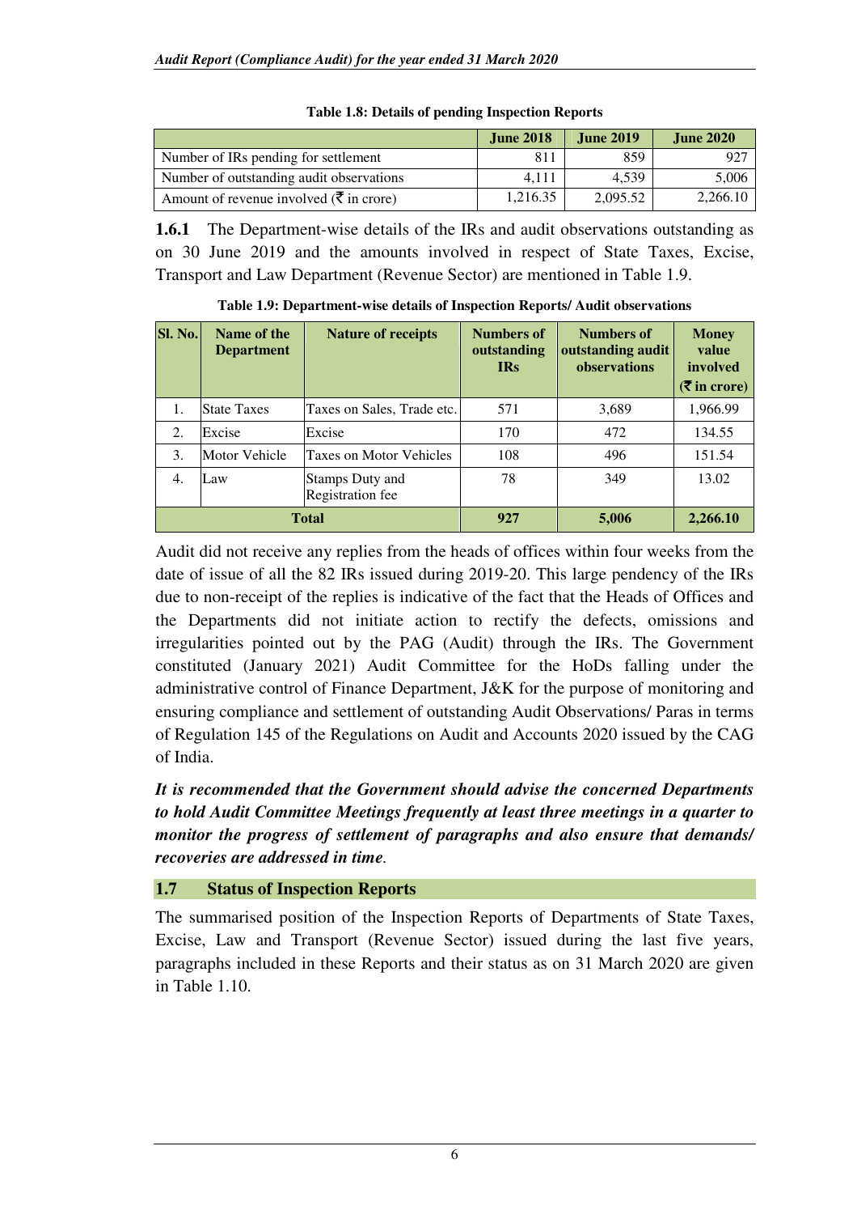**Table 1.8: Details of pending Inspection Reports**

| | June 2018 | June 2019 | June 2020 |
|---|---|---|---|
| Number of IRs pending for settlement | 811 | 859 | 927 |
| Number of outstanding audit observations | 4,111 | 4,539 | 5,006 |
| Amount of revenue involved (₹ in crore) | 1,216.35 | 2,095.52 | 2,266.10 |

**1.6.1** The Department-wise details of the IRs and audit observations outstanding as on 30 June 2019 and the amounts involved in respect of State Taxes, Excise, Transport and Law Department (Revenue Sector) are mentioned in Table 1.9.

**Table 1.9: Department-wise details of Inspection Reports/ Audit observations**

| Sl. No. | Name of the Department | Nature of receipts | Numbers of outstanding IRs | Numbers of outstanding audit observations | Money value involved (₹ in crore) |
|---|---|---|---|---|---|
| 1. | State Taxes | Taxes on Sales, Trade etc. | 571 | 3,689 | 1,966.99 |
| 2. | Excise | Excise | 170 | 472 | 134.55 |
| 3. | Motor Vehicle | Taxes on Motor Vehicles | 108 | 496 | 151.54 |
| 4. | Law | Stamps Duty and Registration fee | 78 | 349 | 13.02 |
| **Total** | | | **927** | **5,006** | **2,266.10** |

Audit did not receive any replies from the heads of offices within four weeks from the date of issue of all the 82 IRs issued during 2019-20. This large pendency of the IRs due to non-receipt of the replies is indicative of the fact that the Heads of Offices and the Departments did not initiate action to rectify the defects, omissions and irregularities pointed out by the PAG (Audit) through the IRs. The Government constituted (January 2021) Audit Committee for the HoDs falling under the administrative control of Finance Department, J&K for the purpose of monitoring and ensuring compliance and settlement of outstanding Audit Observations/ Paras in terms of Regulation 145 of the Regulations on Audit and Accounts 2020 issued by the CAG of India.

***It is recommended that the Government should advise the concerned Departments to hold Audit Committee Meetings frequently at least three meetings in a quarter to monitor the progress of settlement of paragraphs and also ensure that demands/ recoveries are addressed in time.***

## 1.7 Status of Inspection Reports

The summarised position of the Inspection Reports of Departments of State Taxes, Excise, Law and Transport (Revenue Sector) issued during the last five years, paragraphs included in these Reports and their status as on 31 March 2020 are given in Table 1.10.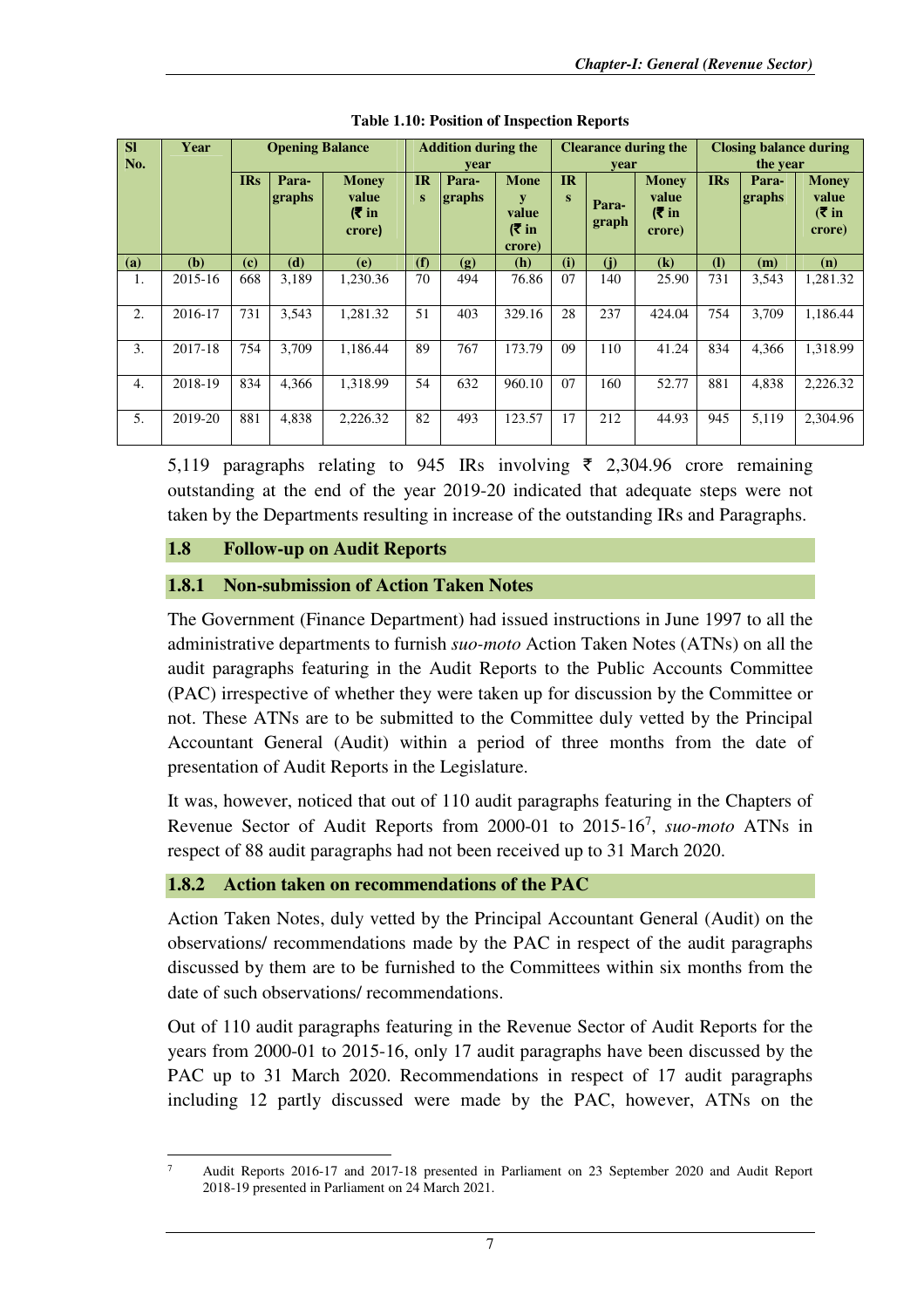**Table 1.10: Position of Inspection Reports**

| Sl No. | Year | Opening Balance | | | Addition during the year | | | Clearance during the year | | | Closing balance during the year | | |
|---|---|---|---|---|---|---|---|---|---|---|---|---|---|
| | | IRs | Para-graphs | Money value (₹ in crore) | IRs | Para-graphs | Money value (₹ in crore) | IRs | Para-graph | Money value (₹ in crore) | IRs | Para-graphs | Money value (₹ in crore) |
| (a) | (b) | (c) | (d) | (e) | (f) | (g) | (h) | (i) | (j) | (k) | (l) | (m) | (n) |
| 1. | 2015-16 | 668 | 3,189 | 1,230.36 | 70 | 494 | 76.86 | 07 | 140 | 25.90 | 731 | 3,543 | 1,281.32 |
| 2. | 2016-17 | 731 | 3,543 | 1,281.32 | 51 | 403 | 329.16 | 28 | 237 | 424.04 | 754 | 3,709 | 1,186.44 |
| 3. | 2017-18 | 754 | 3,709 | 1,186.44 | 89 | 767 | 173.79 | 09 | 110 | 41.24 | 834 | 4,366 | 1,318.99 |
| 4. | 2018-19 | 834 | 4,366 | 1,318.99 | 54 | 632 | 960.10 | 07 | 160 | 52.77 | 881 | 4,838 | 2,226.32 |
| 5. | 2019-20 | 881 | 4,838 | 2,226.32 | 82 | 493 | 123.57 | 17 | 212 | 44.93 | 945 | 5,119 | 2,304.96 |

5,119 paragraphs relating to 945 IRs involving ₹ 2,304.96 crore remaining outstanding at the end of the year 2019-20 indicated that adequate steps were not taken by the Departments resulting in increase of the outstanding IRs and Paragraphs.

## 1.8 Follow-up on Audit Reports

### 1.8.1 Non-submission of Action Taken Notes

The Government (Finance Department) had issued instructions in June 1997 to all the administrative departments to furnish *suo-moto* Action Taken Notes (ATNs) on all the audit paragraphs featuring in the Audit Reports to the Public Accounts Committee (PAC) irrespective of whether they were taken up for discussion by the Committee or not. These ATNs are to be submitted to the Committee duly vetted by the Principal Accountant General (Audit) within a period of three months from the date of presentation of Audit Reports in the Legislature.

It was, however, noticed that out of 110 audit paragraphs featuring in the Chapters of Revenue Sector of Audit Reports from 2000-01 to 2015-16[7], *suo-moto* ATNs in respect of 88 audit paragraphs had not been received up to 31 March 2020.

### 1.8.2 Action taken on recommendations of the PAC

Action Taken Notes, duly vetted by the Principal Accountant General (Audit) on the observations/ recommendations made by the PAC in respect of the audit paragraphs discussed by them are to be furnished to the Committees within six months from the date of such observations/ recommendations.

Out of 110 audit paragraphs featuring in the Revenue Sector of Audit Reports for the years from 2000-01 to 2015-16, only 17 audit paragraphs have been discussed by the PAC up to 31 March 2020. Recommendations in respect of 17 audit paragraphs including 12 partly discussed were made by the PAC, however, ATNs on the

[7] Audit Reports 2016-17 and 2017-18 presented in Parliament on 23 September 2020 and Audit Report 2018-19 presented in Parliament on 24 March 2021.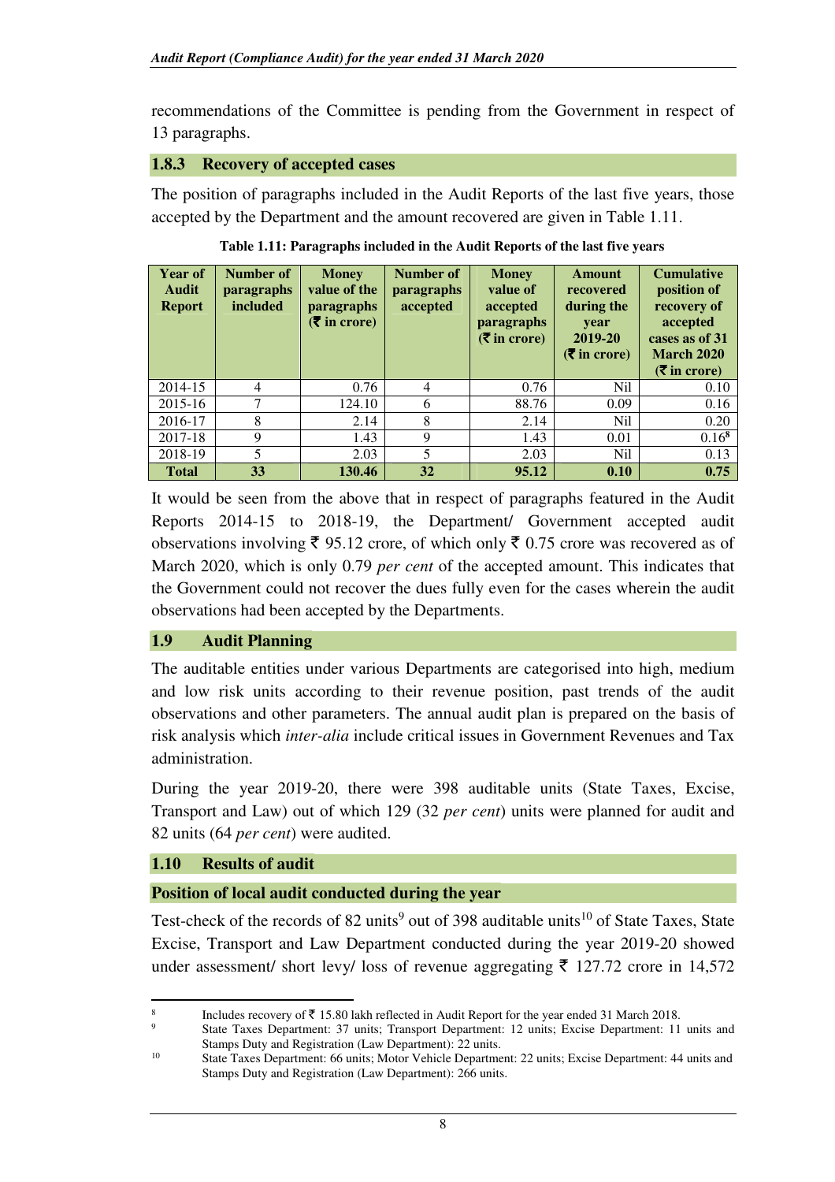recommendations of the Committee is pending from the Government in respect of 13 paragraphs.

### 1.8.3 Recovery of accepted cases

The position of paragraphs included in the Audit Reports of the last five years, those accepted by the Department and the amount recovered are given in Table 1.11.

**Table 1.11: Paragraphs included in the Audit Reports of the last five years**

| Year of Audit Report | Number of paragraphs included | Money value of the paragraphs (₹ in crore) | Number of paragraphs accepted | Money value of accepted paragraphs (₹ in crore) | Amount recovered during the year 2019-20 (₹ in crore) | Cumulative position of recovery of accepted cases as of 31 March 2020 (₹ in crore) |
|---|---|---|---|---|---|---|
| 2014-15 | 4 | 0.76 | 4 | 0.76 | Nil | 0.10 |
| 2015-16 | 7 | 124.10 | 6 | 88.76 | 0.09 | 0.16 |
| 2016-17 | 8 | 2.14 | 8 | 2.14 | Nil | 0.20 |
| 2017-18 | 9 | 1.43 | 9 | 1.43 | 0.01 | 0.16[8] |
| 2018-19 | 5 | 2.03 | 5 | 2.03 | Nil | 0.13 |
| **Total** | **33** | **130.46** | **32** | **95.12** | **0.10** | **0.75** |

It would be seen from the above that in respect of paragraphs featured in the Audit Reports 2014-15 to 2018-19, the Department/ Government accepted audit observations involving ₹ 95.12 crore, of which only ₹ 0.75 crore was recovered as of March 2020, which is only 0.79 *per cent* of the accepted amount. This indicates that the Government could not recover the dues fully even for the cases wherein the audit observations had been accepted by the Departments.

## 1.9 Audit Planning

The auditable entities under various Departments are categorised into high, medium and low risk units according to their revenue position, past trends of the audit observations and other parameters. The annual audit plan is prepared on the basis of risk analysis which *inter-alia* include critical issues in Government Revenues and Tax administration.

During the year 2019-20, there were 398 auditable units (State Taxes, Excise, Transport and Law) out of which 129 (32 *per cent*) units were planned for audit and 82 units (64 *per cent*) were audited.

## 1.10 Results of audit

### Position of local audit conducted during the year

Test-check of the records of 82 units[9] out of 398 auditable units[10] of State Taxes, State Excise, Transport and Law Department conducted during the year 2019-20 showed under assessment/ short levy/ loss of revenue aggregating ₹ 127.72 crore in 14,572

---

[8] Includes recovery of ₹ 15.80 lakh reflected in Audit Report for the year ended 31 March 2018.

[9] State Taxes Department: 37 units; Transport Department: 12 units; Excise Department: 11 units and Stamps Duty and Registration (Law Department): 22 units.

[10] State Taxes Department: 66 units; Motor Vehicle Department: 22 units; Excise Department: 44 units and Stamps Duty and Registration (Law Department): 266 units.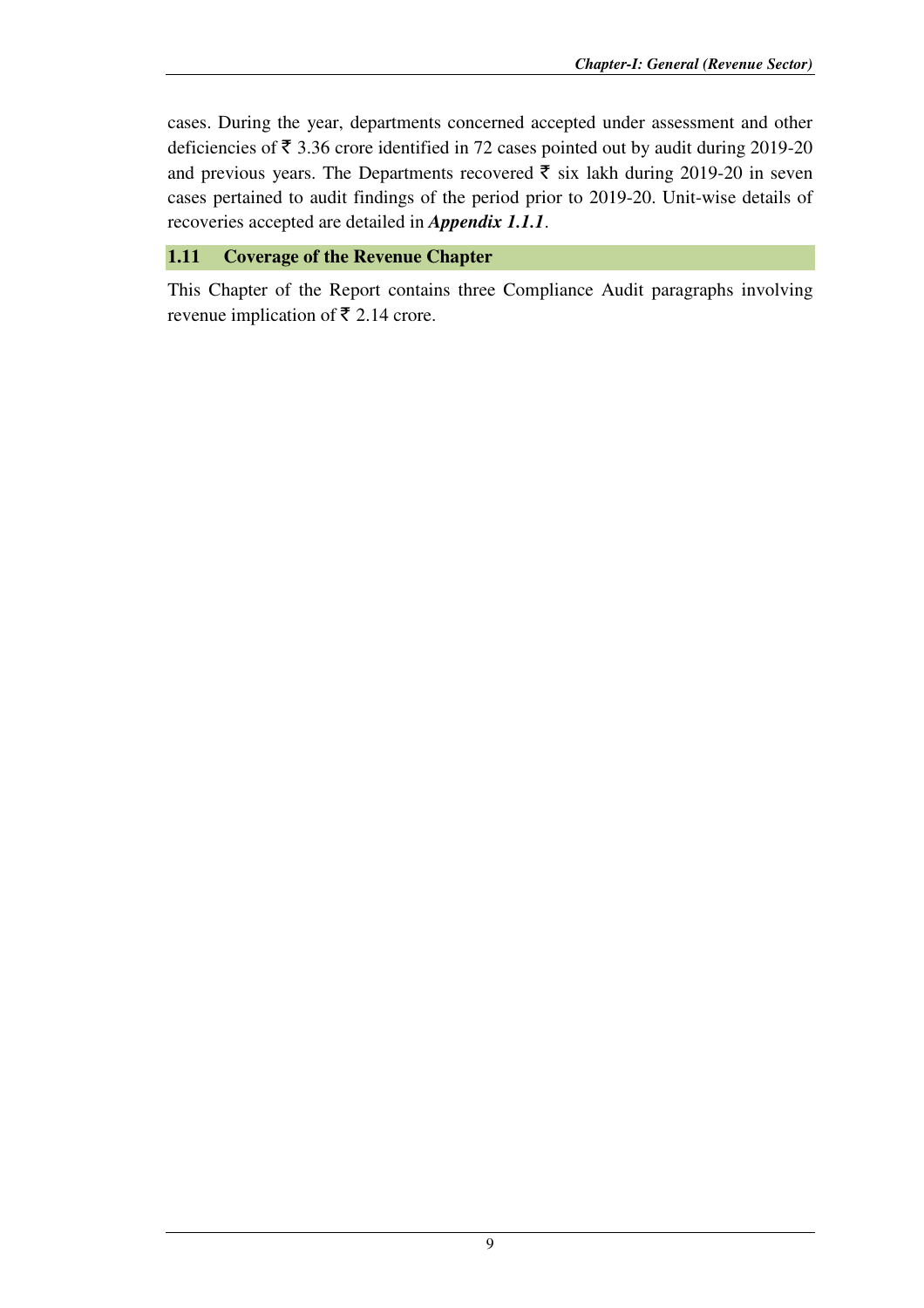cases. During the year, departments concerned accepted under assessment and other deficiencies of ₹ 3.36 crore identified in 72 cases pointed out by audit during 2019-20 and previous years. The Departments recovered ₹ six lakh during 2019-20 in seven cases pertained to audit findings of the period prior to 2019-20. Unit-wise details of recoveries accepted are detailed in ***Appendix 1.1.1***.

## 1.11 Coverage of the Revenue Chapter

This Chapter of the Report contains three Compliance Audit paragraphs involving revenue implication of ₹ 2.14 crore.